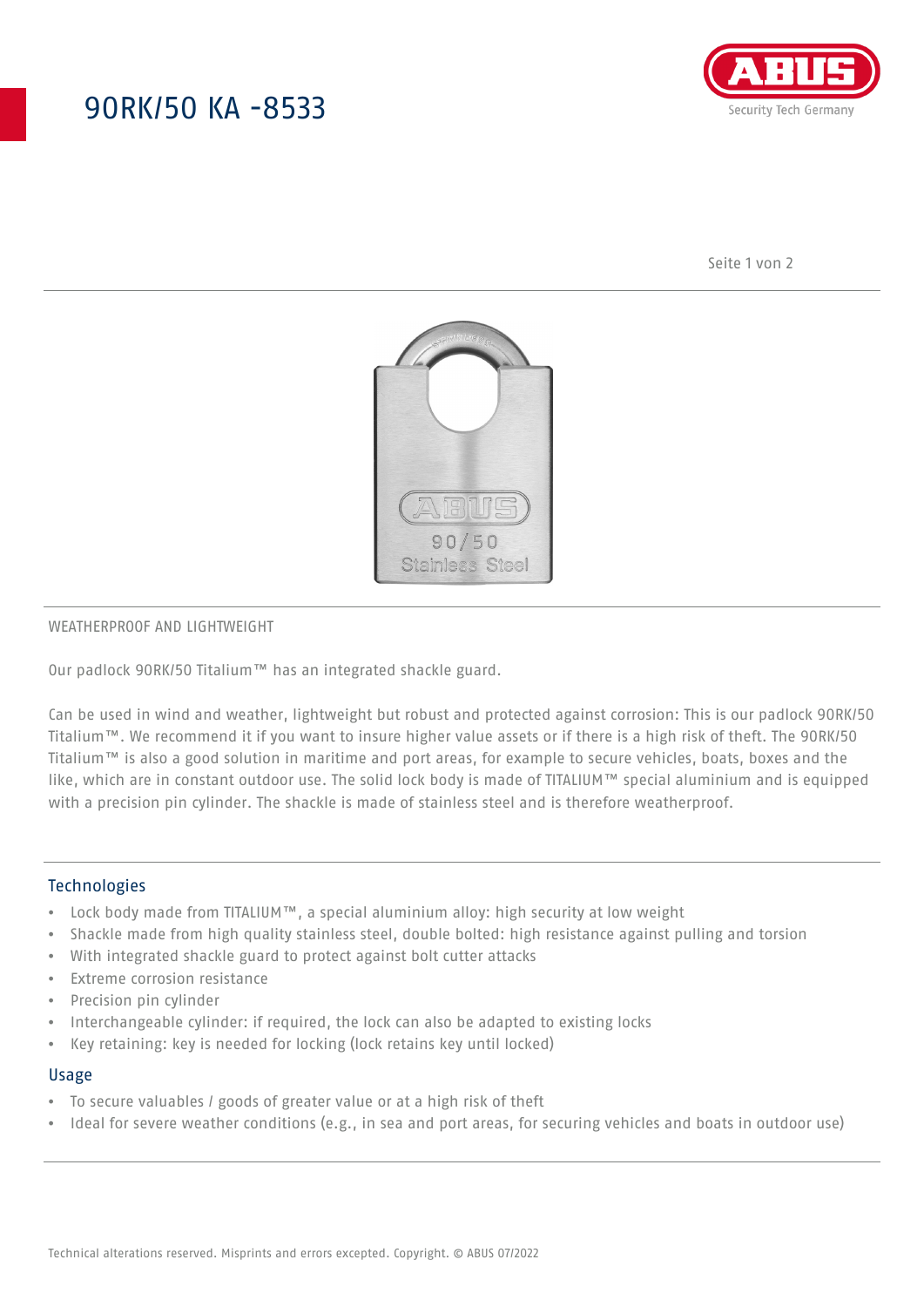# 90RK/50 KA -8533

WEATHERPROOF AND LIGHTWEIGHT

Our padlock 90RK/50 Titalium™ has an integrated shackle guard.

Can be used in wind and weather, lightweight but robust and protected against corrosion: This is our padlock 90RK/50 Titalium™. We recommend it if you want to insure higher value assets or if there is a high risk of theft. The 90RK/50 Titalium™ is also a good solution in maritime and port areas, for example to secure vehicles, boats, boxes and the like, which are in constant outdoor use. The solid lock body is made of TITALIUM™ special aluminium and is equipped with a precision pin cylinder. The shackle is made of stainless steel and is therefore weatherproof.

## Technologies

- Lock body made from TITALIUM™, a special aluminium alloy: high security at low weight
- Shackle made from high quality stainless steel, double bolted: high resistance against pulling and torsion
- With integrated shackle guard to protect against bolt cutter attacks
- Extreme corrosion resistance
- Precision pin cylinder
- Interchangeable cylinder: if required, the lock can also be adapted to existing locks
- Key retaining: key is needed for locking (lock retains key until locked)

## Usage

- To secure valuables / goods of greater value or at a high risk of theft
- Ideal for severe weather conditions (e.g., in sea and port areas, for securing vehicles and boats in outdoor use)

Technical alterations reserved. Misprints and errors excepted. Copyright. © ABUS 07/2022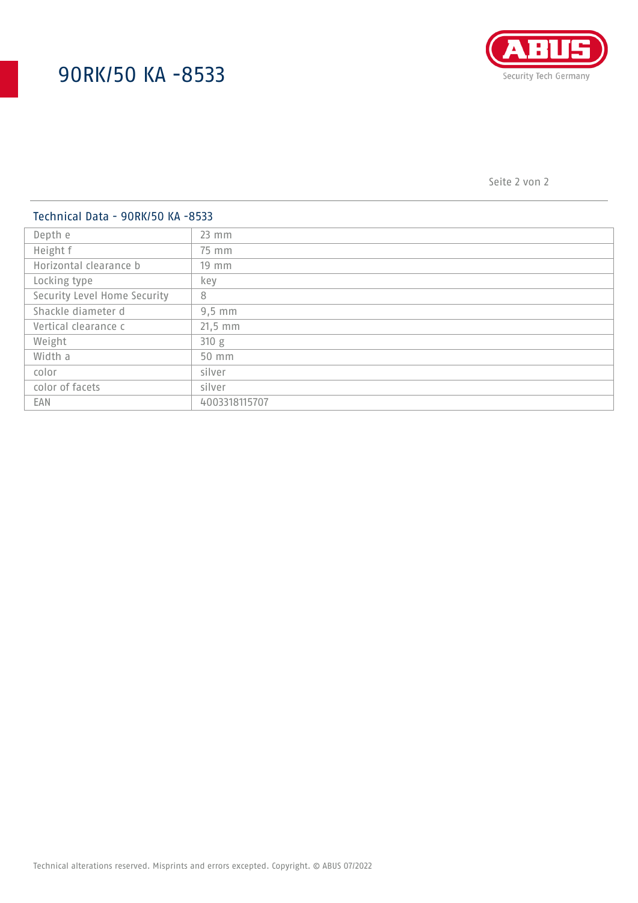# 90RK/50 KA -8533

## Technical Data - 90RK/50 KA -8533

| | |
|---|---|
| Depth e | 23 mm |
| Height f | 75 mm |
| Horizontal clearance b | 19 mm |
| Locking type | key |
| Security Level Home Security | 8 |
| Shackle diameter d | 9,5 mm |
| Vertical clearance c | 21,5 mm |
| Weight | 310 g |
| Width a | 50 mm |
| color | silver |
| color of facets | silver |
| EAN | 4003318115707 |

Technical alterations reserved. Misprints and errors excepted. Copyright. © ABUS 07/2022